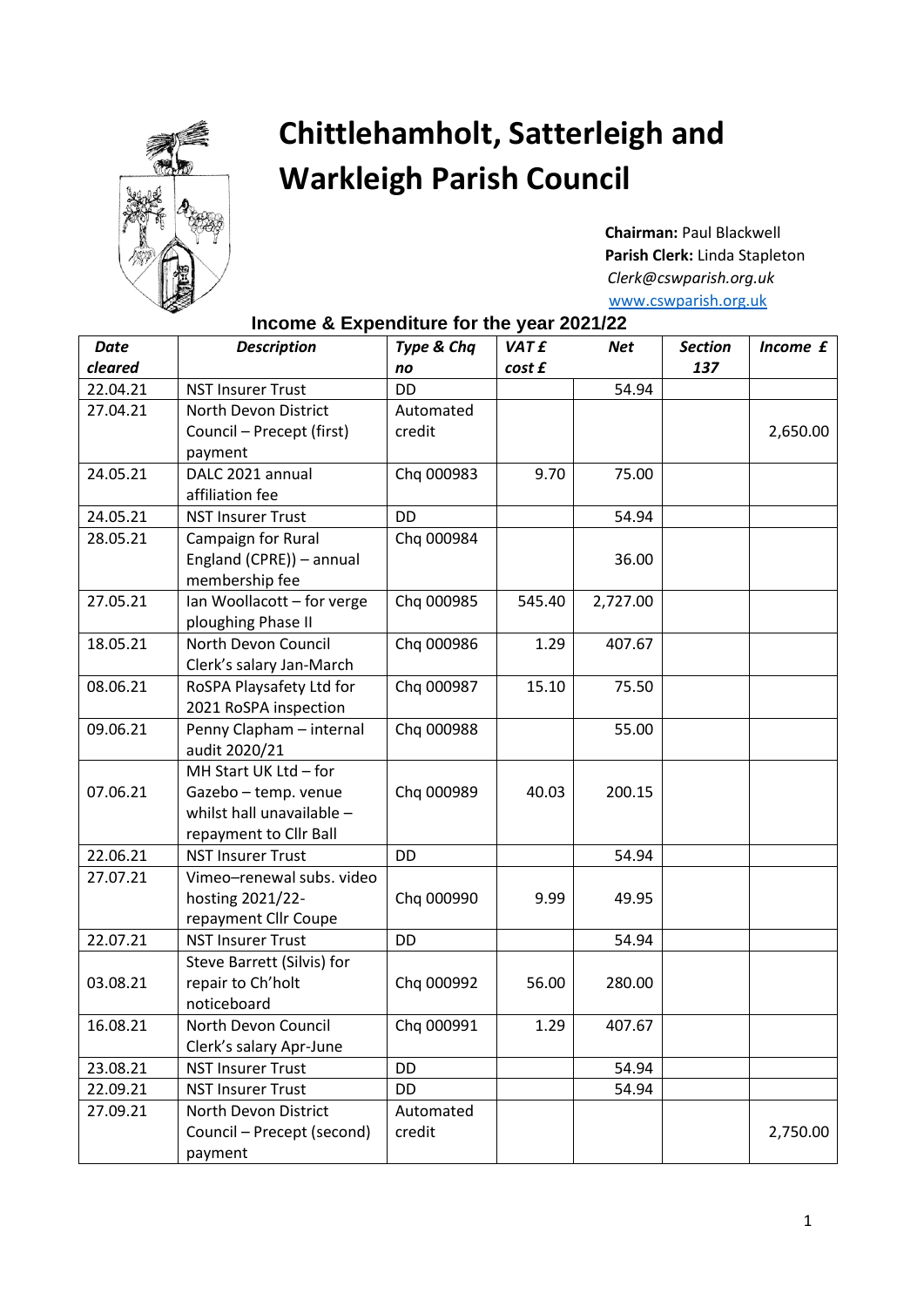# Chittlehamholt, Satterleigh and Warkleigh Parish Council

**Chairman:** Paul Blackwell
**Parish Clerk:** Linda Stapleton
*Clerk@cswparish.org.uk*
www.cswparish.org.uk

## Income & Expenditure for the year 2021/22

| *Date cleared* | *Description* | *Type & Chq no* | *VAT £ cost £* | *Net* | *Section 137* | *Income £* |
|---|---|---|---|---|---|---|
| 22.04.21 | NST Insurer Trust | DD | | 54.94 | | |
| 27.04.21 | North Devon District Council – Precept (first) payment | Automated credit | | | | 2,650.00 |
| 24.05.21 | DALC 2021 annual affiliation fee | Chq 000983 | 9.70 | 75.00 | | |
| 24.05.21 | NST Insurer Trust | DD | | 54.94 | | |
| 28.05.21 | Campaign for Rural England (CPRE)) – annual membership fee | Chq 000984 | | 36.00 | | |
| 27.05.21 | Ian Woollacott – for verge ploughing Phase II | Chq 000985 | 545.40 | 2,727.00 | | |
| 18.05.21 | North Devon Council Clerk's salary Jan-March | Chq 000986 | 1.29 | 407.67 | | |
| 08.06.21 | RoSPA Playsafety Ltd for 2021 RoSPA inspection | Chq 000987 | 15.10 | 75.50 | | |
| 09.06.21 | Penny Clapham – internal audit 2020/21 | Chq 000988 | | 55.00 | | |
| 07.06.21 | MH Start UK Ltd – for Gazebo – temp. venue whilst hall unavailable – repayment to Cllr Ball | Chq 000989 | 40.03 | 200.15 | | |
| 22.06.21 | NST Insurer Trust | DD | | 54.94 | | |
| 27.07.21 | Vimeo–renewal subs. video hosting 2021/22- repayment Cllr Coupe | Chq 000990 | 9.99 | 49.95 | | |
| 22.07.21 | NST Insurer Trust | DD | | 54.94 | | |
| 03.08.21 | Steve Barrett (Silvis) for repair to Ch'holt noticeboard | Chq 000992 | 56.00 | 280.00 | | |
| 16.08.21 | North Devon Council Clerk's salary Apr-June | Chq 000991 | 1.29 | 407.67 | | |
| 23.08.21 | NST Insurer Trust | DD | | 54.94 | | |
| 22.09.21 | NST Insurer Trust | DD | | 54.94 | | |
| 27.09.21 | North Devon District Council – Precept (second) payment | Automated credit | | | | 2,750.00 |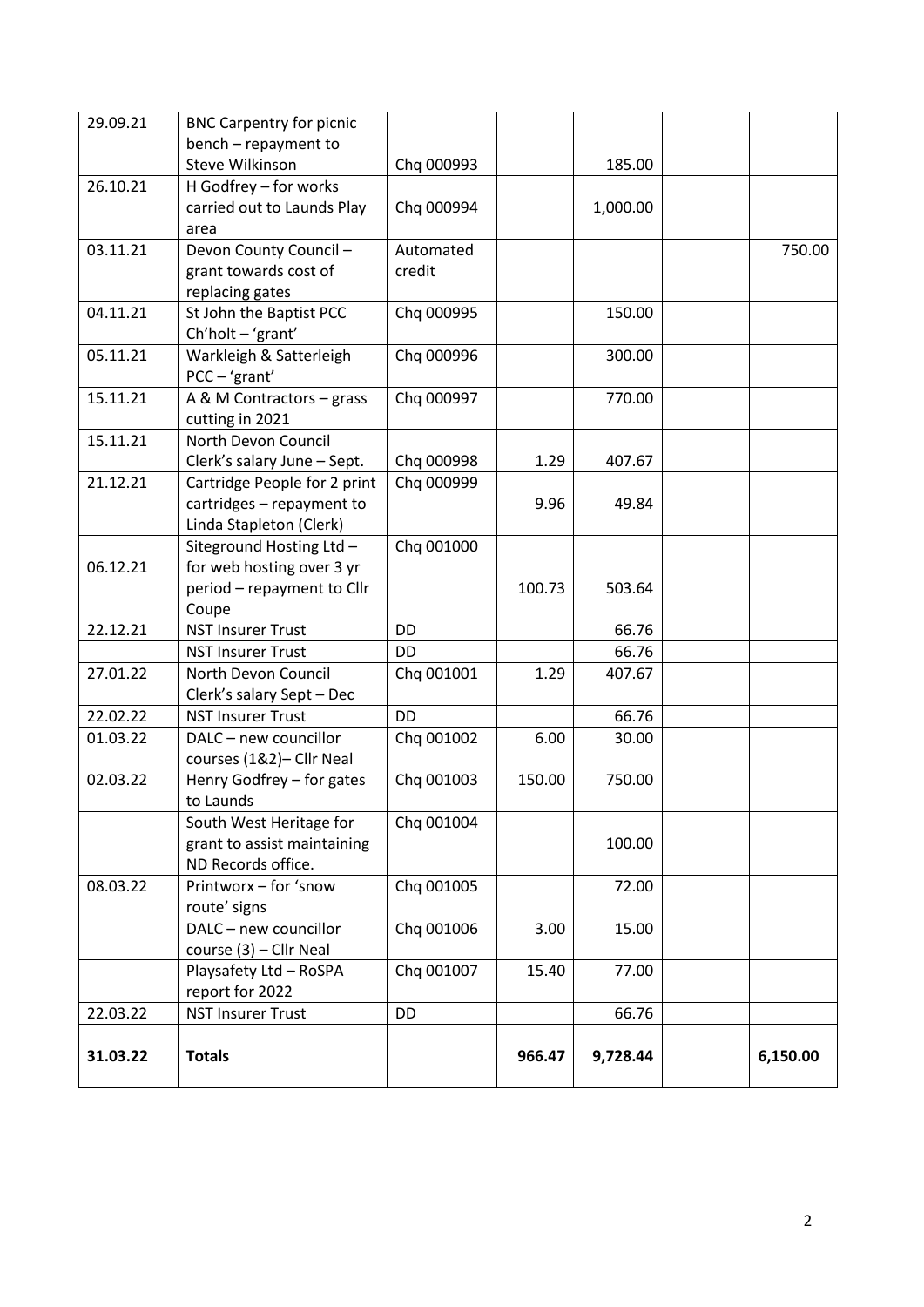| | | | | | | |
|---|---|---|---|---|---|---|
| 29.09.21 | BNC Carpentry for picnic bench – repayment to Steve Wilkinson | Chq 000993 | | 185.00 | | |
| 26.10.21 | H Godfrey – for works carried out to Launds Play area | Chq 000994 | | 1,000.00 | | |
| 03.11.21 | Devon County Council – grant towards cost of replacing gates | Automated credit | | | | 750.00 |
| 04.11.21 | St John the Baptist PCC Ch'holt – 'grant' | Chq 000995 | | 150.00 | | |
| 05.11.21 | Warkleigh & Satterleigh PCC – 'grant' | Chq 000996 | | 300.00 | | |
| 15.11.21 | A & M Contractors – grass cutting in 2021 | Chq 000997 | | 770.00 | | |
| 15.11.21 | North Devon Council Clerk's salary June – Sept. | Chq 000998 | 1.29 | 407.67 | | |
| 21.12.21 | Cartridge People for 2 print cartridges – repayment to Linda Stapleton (Clerk) | Chq 000999 | 9.96 | 49.84 | | |
| 06.12.21 | Siteground Hosting Ltd – for web hosting over 3 yr period – repayment to Cllr Coupe | Chq 001000 | 100.73 | 503.64 | | |
| 22.12.21 | NST Insurer Trust | DD | | 66.76 | | |
| | NST Insurer Trust | DD | | 66.76 | | |
| 27.01.22 | North Devon Council Clerk's salary Sept – Dec | Chq 001001 | 1.29 | 407.67 | | |
| 22.02.22 | NST Insurer Trust | DD | | 66.76 | | |
| 01.03.22 | DALC – new councillor courses (1&2)– Cllr Neal | Chq 001002 | 6.00 | 30.00 | | |
| 02.03.22 | Henry Godfrey – for gates to Launds | Chq 001003 | 150.00 | 750.00 | | |
| | South West Heritage for grant to assist maintaining ND Records office. | Chq 001004 | | 100.00 | | |
| 08.03.22 | Printworx – for 'snow route' signs | Chq 001005 | | 72.00 | | |
| | DALC – new councillor course (3) – Cllr Neal | Chq 001006 | 3.00 | 15.00 | | |
| | Playsafety Ltd – RoSPA report for 2022 | Chq 001007 | 15.40 | 77.00 | | |
| 22.03.22 | NST Insurer Trust | DD | | 66.76 | | |
| **31.03.22** | **Totals** | | **966.47** | **9,728.44** | | **6,150.00** |